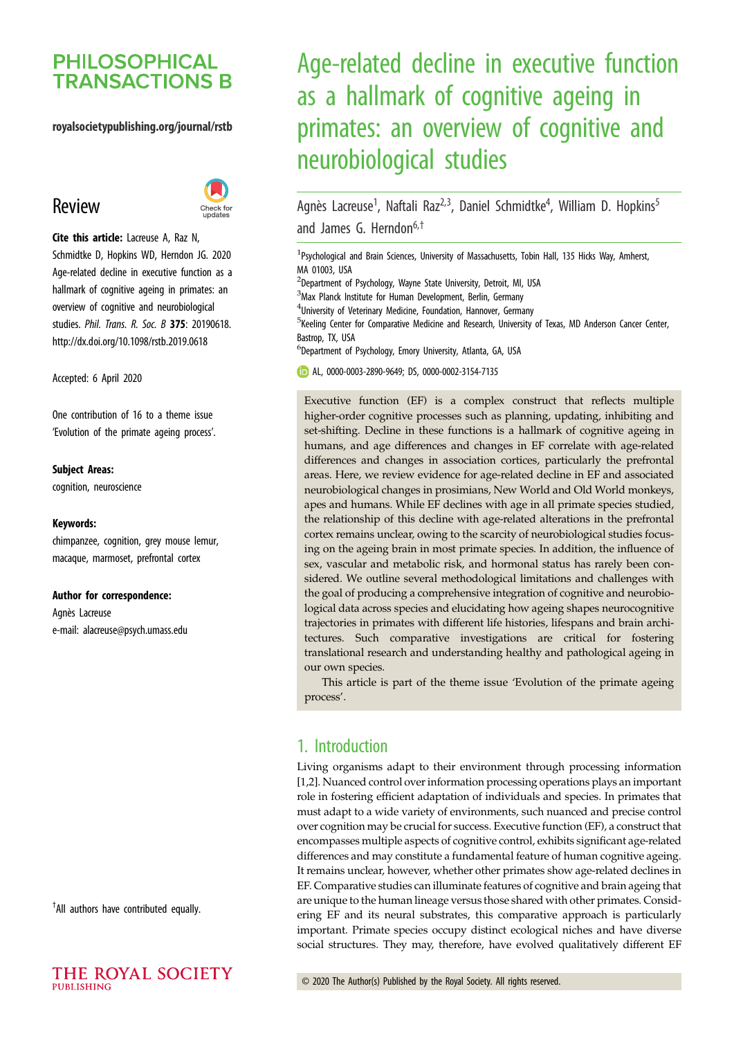# Age-related decline in executive function as a hallmark of cognitive ageing in primates: an overview of cognitive and neurobiological studies

Agnès Lacreuse[1], Naftali Raz[2,3], Daniel Schmidtke[4], William D. Hopkins[5] and James G. Herndon[6,†]

[1]Psychological and Brain Sciences, University of Massachusetts, Tobin Hall, 135 Hicks Way, Amherst, MA 01003, USA
[2]Department of Psychology, Wayne State University, Detroit, MI, USA
[3]Max Planck Institute for Human Development, Berlin, Germany
[4]University of Veterinary Medicine, Foundation, Hannover, Germany
[5]Keeling Center for Comparative Medicine and Research, University of Texas, MD Anderson Cancer Center, Bastrop, TX, USA
[6]Department of Psychology, Emory University, Atlanta, GA, USA

AL, 0000-0003-2890-9649; DS, 0000-0002-3154-7135

**Review**

**Cite this article:** Lacreuse A, Raz N, Schmidtke D, Hopkins WD, Herndon JG. 2020 Age-related decline in executive function as a hallmark of cognitive ageing in primates: an overview of cognitive and neurobiological studies. *Phil. Trans. R. Soc. B* **375**: 20190618. http://dx.doi.org/10.1098/rstb.2019.0618

Accepted: 6 April 2020

One contribution of 16 to a theme issue 'Evolution of the primate ageing process'.

**Subject Areas:**
cognition, neuroscience

**Keywords:**
chimpanzee, cognition, grey mouse lemur, macaque, marmoset, prefrontal cortex

**Author for correspondence:**
Agnès Lacreuse
e-mail: alacreuse@psych.umass.edu

†All authors have contributed equally.

Executive function (EF) is a complex construct that reflects multiple higher-order cognitive processes such as planning, updating, inhibiting and set-shifting. Decline in these functions is a hallmark of cognitive ageing in humans, and age differences and changes in EF correlate with age-related differences and changes in association cortices, particularly the prefrontal areas. Here, we review evidence for age-related decline in EF and associated neurobiological changes in prosimians, New World and Old World monkeys, apes and humans. While EF declines with age in all primate species studied, the relationship of this decline with age-related alterations in the prefrontal cortex remains unclear, owing to the scarcity of neurobiological studies focusing on the ageing brain in most primate species. In addition, the influence of sex, vascular and metabolic risk, and hormonal status has rarely been considered. We outline several methodological limitations and challenges with the goal of producing a comprehensive integration of cognitive and neurobiological data across species and elucidating how ageing shapes neurocognitive trajectories in primates with different life histories, lifespans and brain architectures. Such comparative investigations are critical for fostering translational research and understanding healthy and pathological ageing in our own species.

This article is part of the theme issue 'Evolution of the primate ageing process'.

## 1. Introduction

Living organisms adapt to their environment through processing information [1,2]. Nuanced control over information processing operations plays an important role in fostering efficient adaptation of individuals and species. In primates that must adapt to a wide variety of environments, such nuanced and precise control over cognition may be crucial for success. Executive function (EF), a construct that encompasses multiple aspects of cognitive control, exhibits significant age-related differences and may constitute a fundamental feature of human cognitive ageing. It remains unclear, however, whether other primates show age-related declines in EF. Comparative studies can illuminate features of cognitive and brain ageing that are unique to the human lineage versus those shared with other primates. Considering EF and its neural substrates, this comparative approach is particularly important. Primate species occupy distinct ecological niches and have diverse social structures. They may, therefore, have evolved qualitatively different EF

© 2020 The Author(s) Published by the Royal Society. All rights reserved.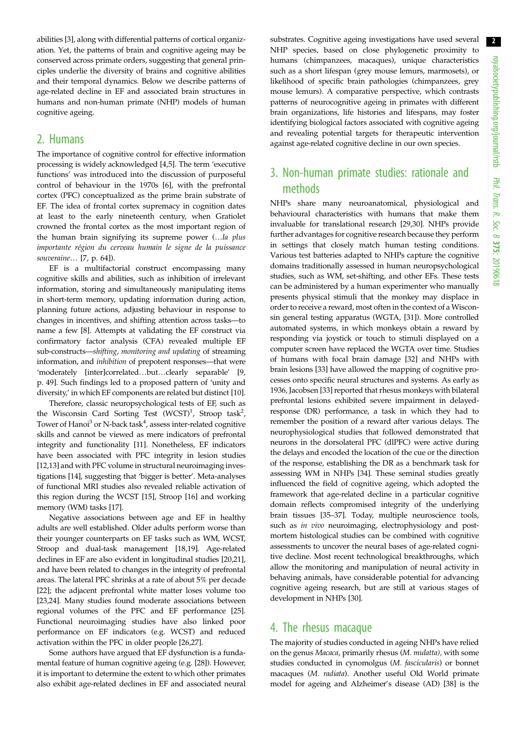abilities [3], along with differential patterns of cortical organization. Yet, the patterns of brain and cognitive ageing may be conserved across primate orders, suggesting that general principles underlie the diversity of brains and cognitive abilities and their temporal dynamics. Below we describe patterns of age-related decline in EF and associated brain structures in humans and non-human primate (NHP) models of human cognitive ageing.

## 2. Humans

The importance of cognitive control for effective information processing is widely acknowledged [4,5]. The term 'executive functions' was introduced into the discussion of purposeful control of behaviour in the 1970s [6], with the prefrontal cortex (PFC) conceptualized as the prime brain substrate of EF. The idea of frontal cortex supremacy in cognition dates at least to the early nineteenth century, when Gratiolet crowned the frontal cortex as the most important region of the human brain signifying its supreme power (*…la plus importante région du cerveau humain le signe de la puissance souveraine…* [7, p. 64]).

EF is a multifactorial construct encompassing many cognitive skills and abilities, such as inhibition of irrelevant information, storing and simultaneously manipulating items in short-term memory, updating information during action, planning future actions, adjusting behaviour in response to changes in incentives, and shifting attention across tasks—to name a few [8]. Attempts at validating the EF construct via confirmatory factor analysis (CFA) revealed multiple EF sub-constructs—*shifting*, *monitoring and updating* of streaming information, and *inhibition* of prepotent responses—that were 'moderately [inter]correlated…but…clearly separable' [9, p. 49]. Such findings led to a proposed pattern of 'unity and diversity,' in which EF components are related but distinct [10].

Therefore, classic neuropsychological tests of EF, such as the Wisconsin Card Sorting Test (WCST)[1], Stroop task[2], Tower of Hanoi[3] or N-back task[4], assess inter-related cognitive skills and cannot be viewed as mere indicators of prefrontal integrity and functionality [11]. Nonetheless, EF indicators have been associated with PFC integrity in lesion studies [12,13] and with PFC volume in structural neuroimaging investigations [14], suggesting that 'bigger is better'. Meta-analyses of functional MRI studies also revealed reliable activation of this region during the WCST [15], Stroop [16] and working memory (WM) tasks [17].

Negative associations between age and EF in healthy adults are well established. Older adults perform worse than their younger counterparts on EF tasks such as WM, WCST, Stroop and dual-task management [18,19]. Age-related declines in EF are also evident in longitudinal studies [20,21], and have been related to changes in the integrity of prefrontal areas. The lateral PFC shrinks at a rate of about 5% per decade [22]; the adjacent prefrontal white matter loses volume too [23,24]. Many studies found moderate associations between regional volumes of the PFC and EF performance [25]. Functional neuroimaging studies have also linked poor performance on EF indicators (e.g. WCST) and reduced activation within the PFC in older people [26,27].

Some authors have argued that EF dysfunction is a fundamental feature of human cognitive ageing (e.g. [28]). However, it is important to determine the extent to which other primates also exhibit age-related declines in EF and associated neural substrates. Cognitive ageing investigations have used several NHP species, based on close phylogenetic proximity to humans (chimpanzees, macaques), unique characteristics such as a short lifespan (grey mouse lemurs, marmosets), or likelihood of specific brain pathologies (chimpanzees, grey mouse lemurs). A comparative perspective, which contrasts patterns of neurocognitive ageing in primates with different brain organizations, life histories and lifespans, may foster identifying biological factors associated with cognitive ageing and revealing potential targets for therapeutic intervention against age-related cognitive decline in our own species.

## 3. Non-human primate studies: rationale and methods

NHPs share many neuroanatomical, physiological and behavioural characteristics with humans that make them invaluable for translational research [29,30]. NHPs provide further advantages for cognitive research because they perform in settings that closely match human testing conditions. Various test batteries adapted to NHPs capture the cognitive domains traditionally assessed in human neuropsychological studies, such as WM, set-shifting, and other EFs. These tests can be administered by a human experimenter who manually presents physical stimuli that the monkey may displace in order to receive a reward, most often in the context of a Wisconsin general testing apparatus (WGTA, [31]). More controlled automated systems, in which monkeys obtain a reward by responding via joystick or touch to stimuli displayed on a computer screen have replaced the WGTA over time. Studies of humans with focal brain damage [32] and NHPs with brain lesions [33] have allowed the mapping of cognitive processes onto specific neural structures and systems. As early as 1936, Jacobsen [33] reported that rhesus monkeys with bilateral prefrontal lesions exhibited severe impairment in delayed-response (DR) performance, a task in which they had to remember the position of a reward after various delays. The neurophysiological studies that followed demonstrated that neurons in the dorsolateral PFC (dlPFC) were active during the delays and encoded the location of the cue or the direction of the response, establishing the DR as a benchmark task for assessing WM in NHPs [34]. These seminal studies greatly influenced the field of cognitive ageing, which adopted the framework that age-related decline in a particular cognitive domain reflects compromised integrity of the underlying brain tissues [35–37]. Today, multiple neuroscience tools, such as *in vivo* neuroimaging, electrophysiology and post-mortem histological studies can be combined with cognitive assessments to uncover the neural bases of age-related cognitive decline. Most recent technological breakthroughs, which allow the monitoring and manipulation of neural activity in behaving animals, have considerable potential for advancing cognitive ageing research, but are still at various stages of development in NHPs [30].

## 4. The rhesus macaque

The majority of studies conducted in ageing NHPs have relied on the genus *Macaca*, primarily rhesus (*M. mulatta*), with some studies conducted in cynomolgus (*M. fascicularis*) or bonnet macaques (*M. radiata*). Another useful Old World primate model for ageing and Alzheimer's disease (AD) [38] is the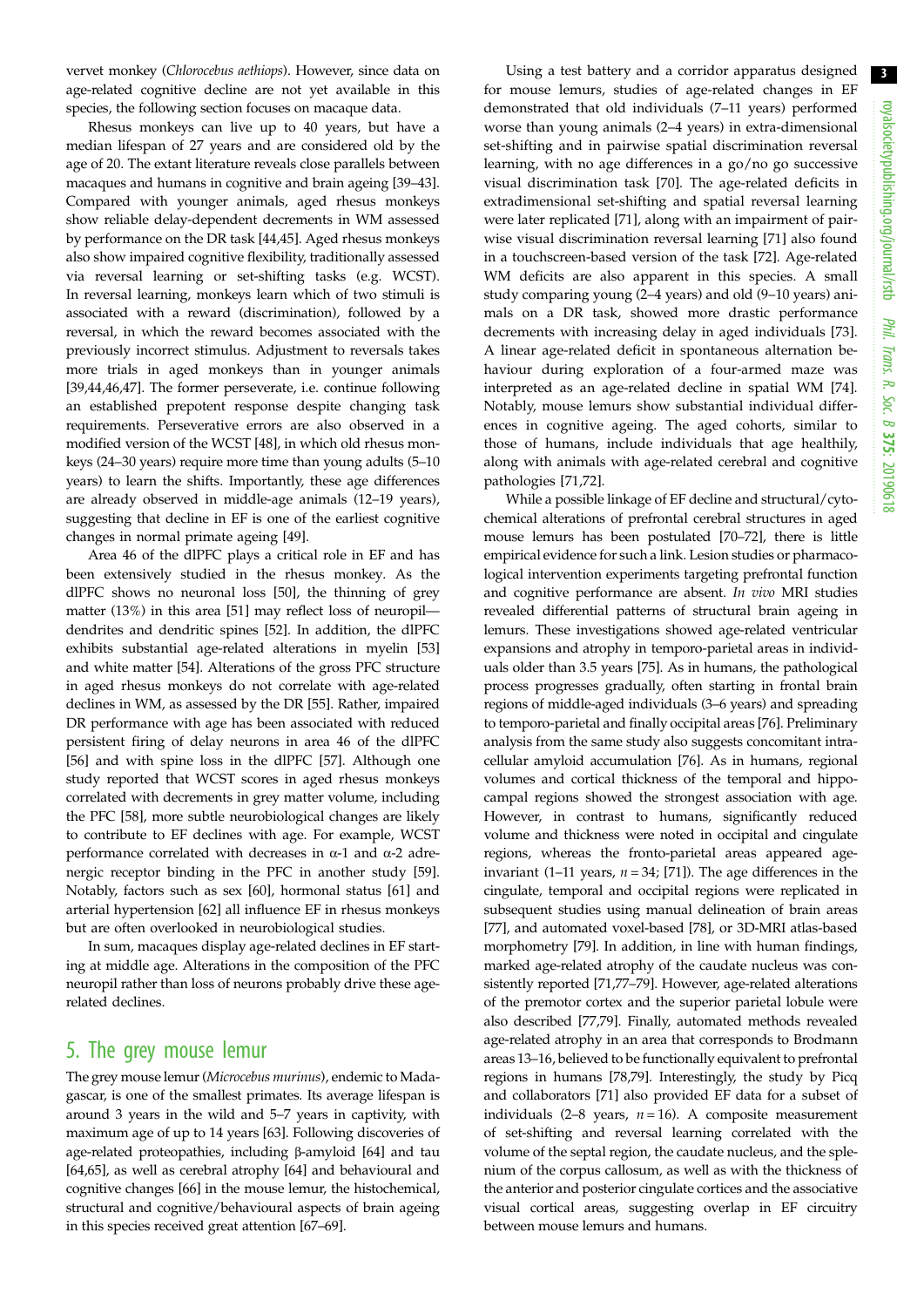vervet monkey (*Chlorocebus aethiops*). However, since data on age-related cognitive decline are not yet available in this species, the following section focuses on macaque data.

Rhesus monkeys can live up to 40 years, but have a median lifespan of 27 years and are considered old by the age of 20. The extant literature reveals close parallels between macaques and humans in cognitive and brain ageing [39–43]. Compared with younger animals, aged rhesus monkeys show reliable delay-dependent decrements in WM assessed by performance on the DR task [44,45]. Aged rhesus monkeys also show impaired cognitive flexibility, traditionally assessed via reversal learning or set-shifting tasks (e.g. WCST). In reversal learning, monkeys learn which of two stimuli is associated with a reward (discrimination), followed by a reversal, in which the reward becomes associated with the previously incorrect stimulus. Adjustment to reversals takes more trials in aged monkeys than in younger animals [39,44,46,47]. The former perseverate, i.e. continue following an established prepotent response despite changing task requirements. Perseverative errors are also observed in a modified version of the WCST [48], in which old rhesus monkeys (24–30 years) require more time than young adults (5–10 years) to learn the shifts. Importantly, these age differences are already observed in middle-age animals (12–19 years), suggesting that decline in EF is one of the earliest cognitive changes in normal primate ageing [49].

Area 46 of the dlPFC plays a critical role in EF and has been extensively studied in the rhesus monkey. As the dlPFC shows no neuronal loss [50], the thinning of grey matter (13%) in this area [51] may reflect loss of neuropil—dendrites and dendritic spines [52]. In addition, the dlPFC exhibits substantial age-related alterations in myelin [53] and white matter [54]. Alterations of the gross PFC structure in aged rhesus monkeys do not correlate with age-related declines in WM, as assessed by the DR [55]. Rather, impaired DR performance with age has been associated with reduced persistent firing of delay neurons in area 46 of the dlPFC [56] and with spine loss in the dlPFC [57]. Although one study reported that WCST scores in aged rhesus monkeys correlated with decrements in grey matter volume, including the PFC [58], more subtle neurobiological changes are likely to contribute to EF declines with age. For example, WCST performance correlated with decreases in α-1 and α-2 adrenergic receptor binding in the PFC in another study [59]. Notably, factors such as sex [60], hormonal status [61] and arterial hypertension [62] all influence EF in rhesus monkeys but are often overlooked in neurobiological studies.

In sum, macaques display age-related declines in EF starting at middle age. Alterations in the composition of the PFC neuropil rather than loss of neurons probably drive these age-related declines.

## 5. The grey mouse lemur

The grey mouse lemur (*Microcebus murinus*), endemic to Madagascar, is one of the smallest primates. Its average lifespan is around 3 years in the wild and 5–7 years in captivity, with maximum age of up to 14 years [63]. Following discoveries of age-related proteopathies, including β-amyloid [64] and tau [64,65], as well as cerebral atrophy [64] and behavioural and cognitive changes [66] in the mouse lemur, the histochemical, structural and cognitive/behavioural aspects of brain ageing in this species received great attention [67–69].

Using a test battery and a corridor apparatus designed for mouse lemurs, studies of age-related changes in EF demonstrated that old individuals (7–11 years) performed worse than young animals (2–4 years) in extra-dimensional set-shifting and in pairwise spatial discrimination reversal learning, with no age differences in a go/no go successive visual discrimination task [70]. The age-related deficits in extradimensional set-shifting and spatial reversal learning were later replicated [71], along with an impairment of pairwise visual discrimination reversal learning [71] also found in a touchscreen-based version of the task [72]. Age-related WM deficits are also apparent in this species. A small study comparing young (2–4 years) and old (9–10 years) animals on a DR task, showed more drastic performance decrements with increasing delay in aged individuals [73]. A linear age-related deficit in spontaneous alternation behaviour during exploration of a four-armed maze was interpreted as an age-related decline in spatial WM [74]. Notably, mouse lemurs show substantial individual differences in cognitive ageing. The aged cohorts, similar to those of humans, include individuals that age healthily, along with animals with age-related cerebral and cognitive pathologies [71,72].

While a possible linkage of EF decline and structural/cytochemical alterations of prefrontal cerebral structures in aged mouse lemurs has been postulated [70–72], there is little empirical evidence for such a link. Lesion studies or pharmacological intervention experiments targeting prefrontal function and cognitive performance are absent. *In vivo* MRI studies revealed differential patterns of structural brain ageing in lemurs. These investigations showed age-related ventricular expansions and atrophy in temporo-parietal areas in individuals older than 3.5 years [75]. As in humans, the pathological process progresses gradually, often starting in frontal brain regions of middle-aged individuals (3–6 years) and spreading to temporo-parietal and finally occipital areas [76]. Preliminary analysis from the same study also suggests concomitant intracellular amyloid accumulation [76]. As in humans, regional volumes and cortical thickness of the temporal and hippocampal regions showed the strongest association with age. However, in contrast to humans, significantly reduced volume and thickness were noted in occipital and cingulate regions, whereas the fronto-parietal areas appeared age-invariant (1–11 years, $n = 34$; [71]). The age differences in the cingulate, temporal and occipital regions were replicated in subsequent studies using manual delineation of brain areas [77], and automated voxel-based [78], or 3D-MRI atlas-based morphometry [79]. In addition, in line with human findings, marked age-related atrophy of the caudate nucleus was consistently reported [71,77–79]. However, age-related alterations of the premotor cortex and the superior parietal lobule were also described [77,79]. Finally, automated methods revealed age-related atrophy in an area that corresponds to Brodmann areas 13–16, believed to be functionally equivalent to prefrontal regions in humans [78,79]. Interestingly, the study by Picq and collaborators [71] also provided EF data for a subset of individuals (2–8 years, $n = 16$). A composite measurement of set-shifting and reversal learning correlated with the volume of the septal region, the caudate nucleus, and the splenium of the corpus callosum, as well as with the thickness of the anterior and posterior cingulate cortices and the associative visual cortical areas, suggesting overlap in EF circuitry between mouse lemurs and humans.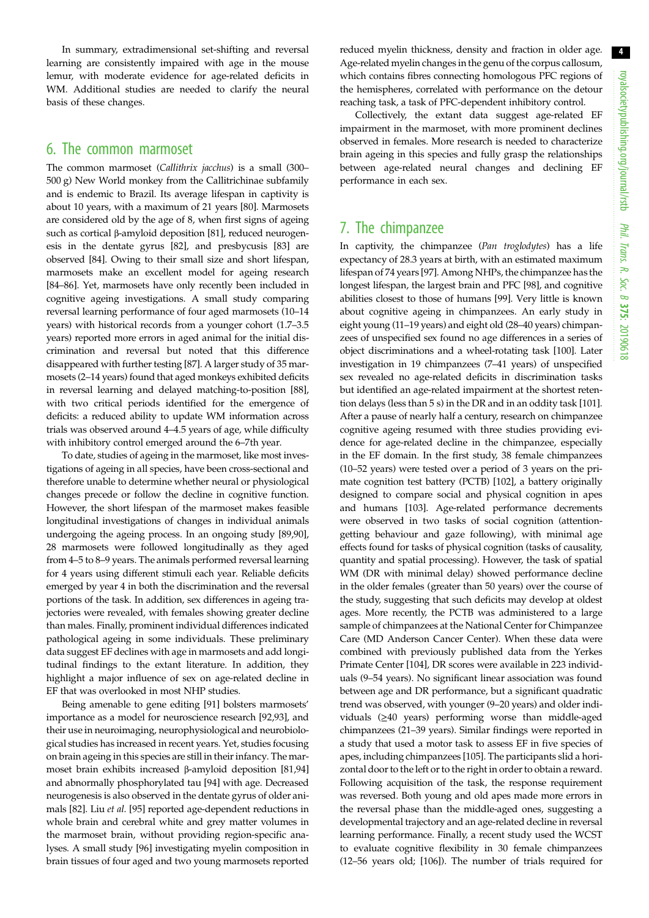In summary, extradimensional set-shifting and reversal learning are consistently impaired with age in the mouse lemur, with moderate evidence for age-related deficits in WM. Additional studies are needed to clarify the neural basis of these changes.

## 6. The common marmoset

The common marmoset (*Callithrix jacchus*) is a small (300–500 g) New World monkey from the Callitrichinae subfamily and is endemic to Brazil. Its average lifespan in captivity is about 10 years, with a maximum of 21 years [80]. Marmosets are considered old by the age of 8, when first signs of ageing such as cortical β-amyloid deposition [81], reduced neurogenesis in the dentate gyrus [82], and presbycusis [83] are observed [84]. Owing to their small size and short lifespan, marmosets make an excellent model for ageing research [84–86]. Yet, marmosets have only recently been included in cognitive ageing investigations. A small study comparing reversal learning performance of four aged marmosets (10–14 years) with historical records from a younger cohort (1.7–3.5 years) reported more errors in aged animal for the initial discrimination and reversal but noted that this difference disappeared with further testing [87]. A larger study of 35 marmosets (2–14 years) found that aged monkeys exhibited deficits in reversal learning and delayed matching-to-position [88], with two critical periods identified for the emergence of deficits: a reduced ability to update WM information across trials was observed around 4–4.5 years of age, while difficulty with inhibitory control emerged around the 6–7th year.

To date, studies of ageing in the marmoset, like most investigations of ageing in all species, have been cross-sectional and therefore unable to determine whether neural or physiological changes precede or follow the decline in cognitive function. However, the short lifespan of the marmoset makes feasible longitudinal investigations of changes in individual animals undergoing the ageing process. In an ongoing study [89,90], 28 marmosets were followed longitudinally as they aged from 4–5 to 8–9 years. The animals performed reversal learning for 4 years using different stimuli each year. Reliable deficits emerged by year 4 in both the discrimination and the reversal portions of the task. In addition, sex differences in ageing trajectories were revealed, with females showing greater decline than males. Finally, prominent individual differences indicated pathological ageing in some individuals. These preliminary data suggest EF declines with age in marmosets and add longitudinal findings to the extant literature. In addition, they highlight a major influence of sex on age-related decline in EF that was overlooked in most NHP studies.

Being amenable to gene editing [91] bolsters marmosets' importance as a model for neuroscience research [92,93], and their use in neuroimaging, neurophysiological and neurobiological studies has increased in recent years. Yet, studies focusing on brain ageing in this species are still in their infancy. The marmoset brain exhibits increased β-amyloid deposition [81,94] and abnormally phosphorylated tau [94] with age. Decreased neurogenesis is also observed in the dentate gyrus of older animals [82]. Liu *et al.* [95] reported age-dependent reductions in whole brain and cerebral white and grey matter volumes in the marmoset brain, without providing region-specific analyses. A small study [96] investigating myelin composition in brain tissues of four aged and two young marmosets reported reduced myelin thickness, density and fraction in older age. Age-related myelin changes in the genu of the corpus callosum, which contains fibres connecting homologous PFC regions of the hemispheres, correlated with performance on the detour reaching task, a task of PFC-dependent inhibitory control.

Collectively, the extant data suggest age-related EF impairment in the marmoset, with more prominent declines observed in females. More research is needed to characterize brain ageing in this species and fully grasp the relationships between age-related neural changes and declining EF performance in each sex.

## 7. The chimpanzee

In captivity, the chimpanzee (*Pan troglodytes*) has a life expectancy of 28.3 years at birth, with an estimated maximum lifespan of 74 years [97]. Among NHPs, the chimpanzee has the longest lifespan, the largest brain and PFC [98], and cognitive abilities closest to those of humans [99]. Very little is known about cognitive ageing in chimpanzees. An early study in eight young (11–19 years) and eight old (28–40 years) chimpanzees of unspecified sex found no age differences in a series of object discriminations and a wheel-rotating task [100]. Later investigation in 19 chimpanzees (7–41 years) of unspecified sex revealed no age-related deficits in discrimination tasks but identified an age-related impairment at the shortest retention delays (less than 5 s) in the DR and in an oddity task [101]. After a pause of nearly half a century, research on chimpanzee cognitive ageing resumed with three studies providing evidence for age-related decline in the chimpanzee, especially in the EF domain. In the first study, 38 female chimpanzees (10–52 years) were tested over a period of 3 years on the primate cognition test battery (PCTB) [102], a battery originally designed to compare social and physical cognition in apes and humans [103]. Age-related performance decrements were observed in two tasks of social cognition (attention-getting behaviour and gaze following), with minimal age effects found for tasks of physical cognition (tasks of causality, quantity and spatial processing). However, the task of spatial WM (DR with minimal delay) showed performance decline in the older females (greater than 50 years) over the course of the study, suggesting that such deficits may develop at oldest ages. More recently, the PCTB was administered to a large sample of chimpanzees at the National Center for Chimpanzee Care (MD Anderson Cancer Center). When these data were combined with previously published data from the Yerkes Primate Center [104], DR scores were available in 223 individuals (9–54 years). No significant linear association was found between age and DR performance, but a significant quadratic trend was observed, with younger (9–20 years) and older individuals (≥40 years) performing worse than middle-aged chimpanzees (21–39 years). Similar findings were reported in a study that used a motor task to assess EF in five species of apes, including chimpanzees [105]. The participants slid a horizontal door to the left or to the right in order to obtain a reward. Following acquisition of the task, the response requirement was reversed. Both young and old apes made more errors in the reversal phase than the middle-aged ones, suggesting a developmental trajectory and an age-related decline in reversal learning performance. Finally, a recent study used the WCST to evaluate cognitive flexibility in 30 female chimpanzees (12–56 years old; [106]). The number of trials required for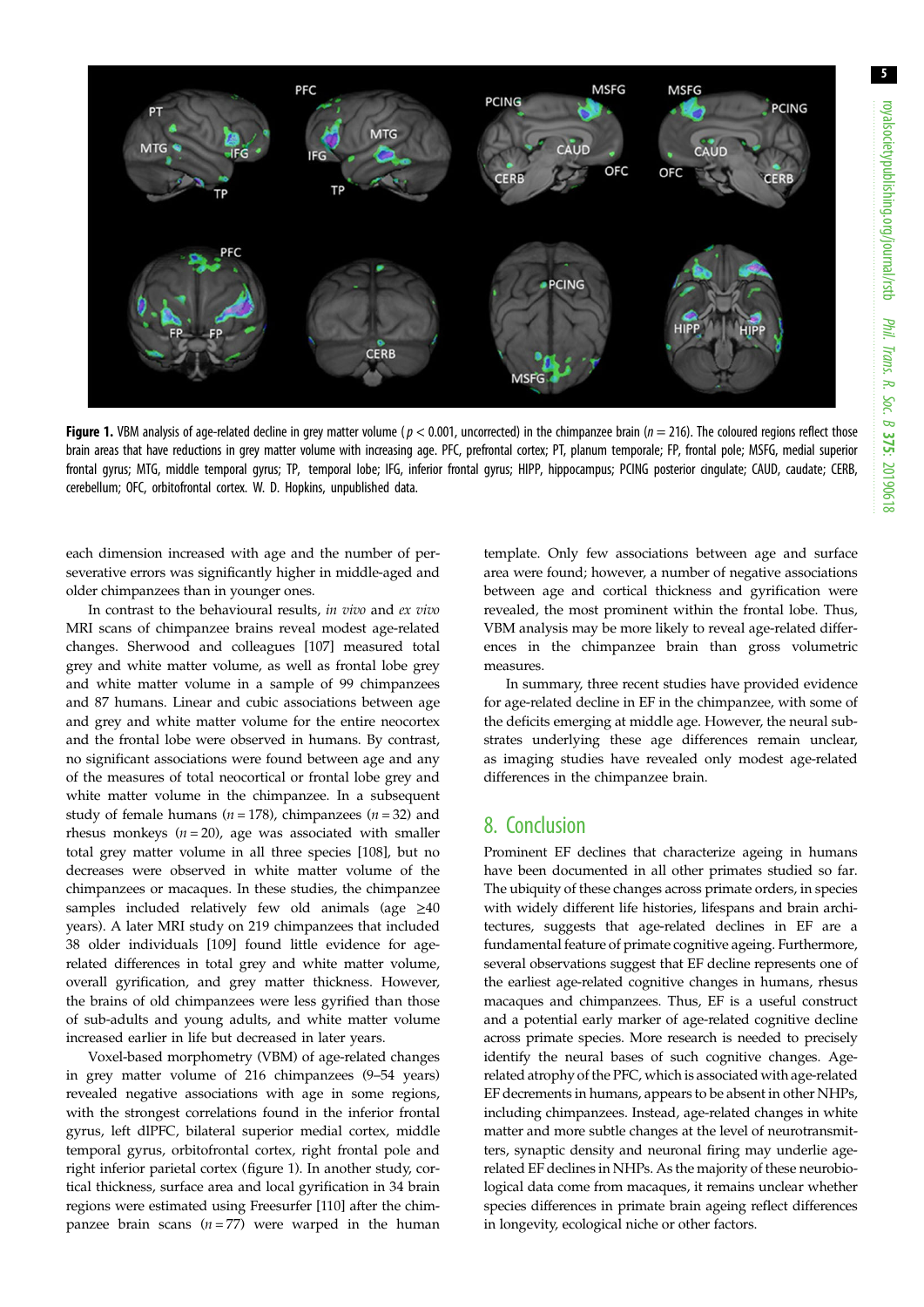**Figure 1.** VBM analysis of age-related decline in grey matter volume ($p < 0.001$, uncorrected) in the chimpanzee brain ($n = 216$). The coloured regions reflect those brain areas that have reductions in grey matter volume with increasing age. PFC, prefrontal cortex; PT, planum temporale; FP, frontal pole; MSFG, medial superior frontal gyrus; MTG, middle temporal gyrus; TP, temporal lobe; IFG, inferior frontal gyrus; HIPP, hippocampus; PCING posterior cingulate; CAUD, caudate; CERB, cerebellum; OFC, orbitofrontal cortex. W. D. Hopkins, unpublished data.

each dimension increased with age and the number of perseverative errors was significantly higher in middle-aged and older chimpanzees than in younger ones.

In contrast to the behavioural results, *in vivo* and *ex vivo* MRI scans of chimpanzee brains reveal modest age-related changes. Sherwood and colleagues [107] measured total grey and white matter volume, as well as frontal lobe grey and white matter volume in a sample of 99 chimpanzees and 87 humans. Linear and cubic associations between age and grey and white matter volume for the entire neocortex and the frontal lobe were observed in humans. By contrast, no significant associations were found between age and any of the measures of total neocortical or frontal lobe grey and white matter volume in the chimpanzee. In a subsequent study of female humans ($n = 178$), chimpanzees ($n = 32$) and rhesus monkeys ($n = 20$), age was associated with smaller total grey matter volume in all three species [108], but no decreases were observed in white matter volume of the chimpanzees or macaques. In these studies, the chimpanzee samples included relatively few old animals (age ≥40 years). A later MRI study on 219 chimpanzees that included 38 older individuals [109] found little evidence for age-related differences in total grey and white matter volume, overall gyrification, and grey matter thickness. However, the brains of old chimpanzees were less gyrified than those of sub-adults and young adults, and white matter volume increased earlier in life but decreased in later years.

Voxel-based morphometry (VBM) of age-related changes in grey matter volume of 216 chimpanzees (9–54 years) revealed negative associations with age in some regions, with the strongest correlations found in the inferior frontal gyrus, left dlPFC, bilateral superior medial cortex, middle temporal gyrus, orbitofrontal cortex, right frontal pole and right inferior parietal cortex (figure 1). In another study, cortical thickness, surface area and local gyrification in 34 brain regions were estimated using Freesurfer [110] after the chimpanzee brain scans ($n = 77$) were warped in the human template. Only few associations between age and surface area were found; however, a number of negative associations between age and cortical thickness and gyrification were revealed, the most prominent within the frontal lobe. Thus, VBM analysis may be more likely to reveal age-related differences in the chimpanzee brain than gross volumetric measures.

In summary, three recent studies have provided evidence for age-related decline in EF in the chimpanzee, with some of the deficits emerging at middle age. However, the neural substrates underlying these age differences remain unclear, as imaging studies have revealed only modest age-related differences in the chimpanzee brain.

## 8. Conclusion

Prominent EF declines that characterize ageing in humans have been documented in all other primates studied so far. The ubiquity of these changes across primate orders, in species with widely different life histories, lifespans and brain architectures, suggests that age-related declines in EF are a fundamental feature of primate cognitive ageing. Furthermore, several observations suggest that EF decline represents one of the earliest age-related cognitive changes in humans, rhesus macaques and chimpanzees. Thus, EF is a useful construct and a potential early marker of age-related cognitive decline across primate species. More research is needed to precisely identify the neural bases of such cognitive changes. Age-related atrophy of the PFC, which is associated with age-related EF decrements in humans, appears to be absent in other NHPs, including chimpanzees. Instead, age-related changes in white matter and more subtle changes at the level of neurotransmitters, synaptic density and neuronal firing may underlie age-related EF declines in NHPs. As the majority of these neurobiological data come from macaques, it remains unclear whether species differences in primate brain ageing reflect differences in longevity, ecological niche or other factors.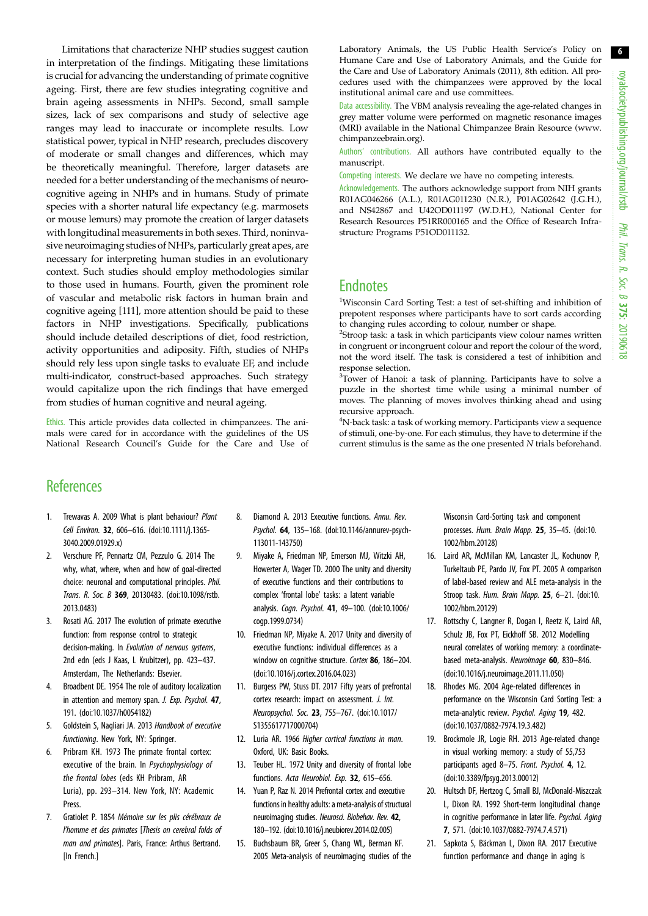Limitations that characterize NHP studies suggest caution in interpretation of the findings. Mitigating these limitations is crucial for advancing the understanding of primate cognitive ageing. First, there are few studies integrating cognitive and brain ageing assessments in NHPs. Second, small sample sizes, lack of sex comparisons and study of selective age ranges may lead to inaccurate or incomplete results. Low statistical power, typical in NHP research, precludes discovery of moderate or small changes and differences, which may be theoretically meaningful. Therefore, larger datasets are needed for a better understanding of the mechanisms of neurocognitive ageing in NHPs and in humans. Study of primate species with a shorter natural life expectancy (e.g. marmosets or mouse lemurs) may promote the creation of larger datasets with longitudinal measurements in both sexes. Third, noninvasive neuroimaging studies of NHPs, particularly great apes, are necessary for interpreting human studies in an evolutionary context. Such studies should employ methodologies similar to those used in humans. Fourth, given the prominent role of vascular and metabolic risk factors in human brain and cognitive ageing [111], more attention should be paid to these factors in NHP investigations. Specifically, publications should include detailed descriptions of diet, food restriction, activity opportunities and adiposity. Fifth, studies of NHPs should rely less upon single tasks to evaluate EF, and include multi-indicator, construct-based approaches. Such strategy would capitalize upon the rich findings that have emerged from studies of human cognitive and neural ageing.

Ethics. This article provides data collected in chimpanzees. The animals were cared for in accordance with the guidelines of the US National Research Council's Guide for the Care and Use of Laboratory Animals, the US Public Health Service's Policy on Humane Care and Use of Laboratory Animals, and the Guide for the Care and Use of Laboratory Animals (2011), 8th edition. All procedures used with the chimpanzees were approved by the local institutional animal care and use committees.

Data accessibility. The VBM analysis revealing the age-related changes in grey matter volume were performed on magnetic resonance images (MRI) available in the National Chimpanzee Brain Resource (www.chimpanzeebrain.org).

Authors' contributions. All authors have contributed equally to the manuscript.

Competing interests. We declare we have no competing interests.

Acknowledgements. The authors acknowledge support from NIH grants R01AG046266 (A.L.), R01AG011230 (N.R.), P01AG02642 (J.G.H.), and NS42867 and U42OD011197 (W.D.H.), National Center for Research Resources P51RR000165 and the Office of Research Infrastructure Programs P51OD011132.

## Endnotes

[1]Wisconsin Card Sorting Test: a test of set-shifting and inhibition of prepotent responses where participants have to sort cards according to changing rules according to colour, number or shape.

[2]Stroop task: a task in which participants view colour names written in congruent or incongruent colour and report the colour of the word, not the word itself. The task is considered a test of inhibition and response selection.

[3]Tower of Hanoi: a task of planning. Participants have to solve a puzzle in the shortest time while using a minimal number of moves. The planning of moves involves thinking ahead and using recursive approach.

[4]N-back task: a task of working memory. Participants view a sequence of stimuli, one-by-one. For each stimulus, they have to determine if the current stimulus is the same as the one presented *N* trials beforehand.

## References

1. Trewavas A. 2009 What is plant behaviour? *Plant Cell Environ.* **32**, 606–616. (doi:10.1111/j.1365-3040.2009.01929.x)
2. Verschure PF, Pennartz CM, Pezzulo G. 2014 The why, what, where, when and how of goal-directed choice: neuronal and computational principles. *Phil. Trans. R. Soc. B* **369**, 20130483. (doi:10.1098/rstb.2013.0483)
3. Rosati AG. 2017 The evolution of primate executive function: from response control to strategic decision-making. In *Evolution of nervous systems*, 2nd edn (eds J Kaas, L Krubitzer), pp. 423–437. Amsterdam, The Netherlands: Elsevier.
4. Broadbent DE. 1954 The role of auditory localization in attention and memory span. *J. Exp. Psychol.* **47**, 191. (doi:10.1037/h0054182)
5. Goldstein S, Nagliari JA. 2013 *Handbook of executive functioning*. New York, NY: Springer.
6. Pribram KH. 1973 The primate frontal cortex: executive of the brain. In *Psychophysiology of the frontal lobes* (eds KH Pribram, AR Luria), pp. 293–314. New York, NY: Academic Press.
7. Gratiolet P. 1854 *Mémoire sur les plis cérébraux de l'homme et des primates* [*Thesis on cerebral folds of man and primates*]. Paris, France: Arthus Bertrand. [In French.]
8. Diamond A. 2013 Executive functions. *Annu. Rev. Psychol.* **64**, 135–168. (doi:10.1146/annurev-psych-113011-143750)
9. Miyake A, Friedman NP, Emerson MJ, Witzki AH, Howerter A, Wager TD. 2000 The unity and diversity of executive functions and their contributions to complex 'frontal lobe' tasks: a latent variable analysis. *Cogn. Psychol.* **41**, 49–100. (doi:10.1006/cogp.1999.0734)
10. Friedman NP, Miyake A. 2017 Unity and diversity of executive functions: individual differences as a window on cognitive structure. *Cortex* **86**, 186–204. (doi:10.1016/j.cortex.2016.04.023)
11. Burgess PW, Stuss DT. 2017 Fifty years of prefrontal cortex research: impact on assessment. *J. Int. Neuropsychol. Soc.* **23**, 755–767. (doi:10.1017/S1355617717000704)
12. Luria AR. 1966 *Higher cortical functions in man*. Oxford, UK: Basic Books.
13. Teuber HL. 1972 Unity and diversity of frontal lobe functions. *Acta Neurobiol. Exp.* **32**, 615–656.
14. Yuan P, Raz N. 2014 Prefrontal cortex and executive functions in healthy adults: a meta-analysis of structural neuroimaging studies. *Neurosci. Biobehav. Rev.* **42**, 180–192. (doi:10.1016/j.neubiorev.2014.02.005)
15. Buchsbaum BR, Greer S, Chang WL, Berman KF. 2005 Meta-analysis of neuroimaging studies of the Wisconsin Card-Sorting task and component processes. *Hum. Brain Mapp.* **25**, 35–45. (doi:10.1002/hbm.20128)
16. Laird AR, McMillan KM, Lancaster JL, Kochunov P, Turkeltaub PE, Pardo JV, Fox PT. 2005 A comparison of label-based review and ALE meta-analysis in the Stroop task. *Hum. Brain Mapp.* **25**, 6–21. (doi:10.1002/hbm.20129)
17. Rottschy C, Langner R, Dogan I, Reetz K, Laird AR, Schulz JB, Fox PT, Eickhoff SB. 2012 Modelling neural correlates of working memory: a coordinate-based meta-analysis. *Neuroimage* **60**, 830–846. (doi:10.1016/j.neuroimage.2011.11.050)
18. Rhodes MG. 2004 Age-related differences in performance on the Wisconsin Card Sorting Test: a meta-analytic review. *Psychol. Aging* **19**, 482. (doi:10.1037/0882-7974.19.3.482)
19. Brockmole JR, Logie RH. 2013 Age-related change in visual working memory: a study of 55,753 participants aged 8–75. *Front. Psychol.* **4**, 12. (doi:10.3389/fpsyg.2013.00012)
20. Hultsch DF, Hertzog C, Small BJ, McDonald-Miszczak L, Dixon RA. 1992 Short-term longitudinal change in cognitive performance in later life. *Psychol. Aging* **7**, 571. (doi:10.1037/0882-7974.7.4.571)
21. Sapkota S, Bäckman L, Dixon RA. 2017 Executive function performance and change in aging is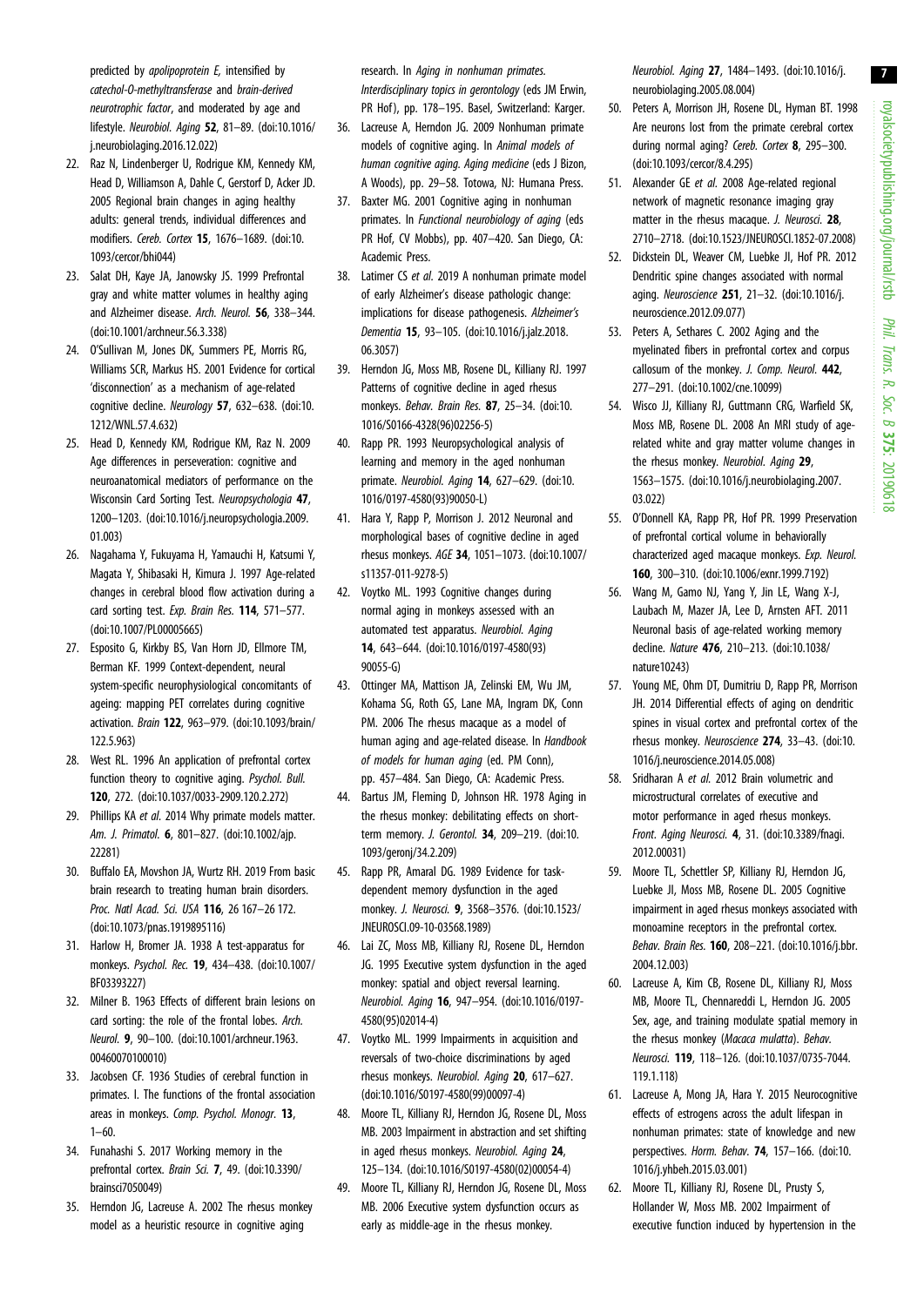predicted by *apolipoprotein E*, intensified by *catechol-O-methyltransferase* and *brain-derived neurotrophic factor*, and moderated by age and lifestyle. *Neurobiol. Aging* **52**, 81–89. (doi:10.1016/j.neurobiolaging.2016.12.022)

22. Raz N, Lindenberger U, Rodrigue KM, Kennedy KM, Head D, Williamson A, Dahle C, Gerstorf D, Acker JD. 2005 Regional brain changes in aging healthy adults: general trends, individual differences and modifiers. *Cereb. Cortex* **15**, 1676–1689. (doi:10.1093/cercor/bhi044)
23. Salat DH, Kaye JA, Janowsky JS. 1999 Prefrontal gray and white matter volumes in healthy aging and Alzheimer disease. *Arch. Neurol.* **56**, 338–344. (doi:10.1001/archneur.56.3.338)
24. O'Sullivan M, Jones DK, Summers PE, Morris RG, Williams SCR, Markus HS. 2001 Evidence for cortical 'disconnection' as a mechanism of age-related cognitive decline. *Neurology* **57**, 632–638. (doi:10.1212/WNL.57.4.632)
25. Head D, Kennedy KM, Rodrigue KM, Raz N. 2009 Age differences in perseveration: cognitive and neuroanatomical mediators of performance on the Wisconsin Card Sorting Test. *Neuropsychologia* **47**, 1200–1203. (doi:10.1016/j.neuropsychologia.2009.01.003)
26. Nagahama Y, Fukuyama H, Yamauchi H, Katsumi Y, Magata Y, Shibasaki H, Kimura J. 1997 Age-related changes in cerebral blood flow activation during a card sorting test. *Exp. Brain Res.* **114**, 571–577. (doi:10.1007/PL00005665)
27. Esposito G, Kirkby BS, Van Horn JD, Ellmore TM, Berman KF. 1999 Context-dependent, neural system-specific neurophysiological concomitants of ageing: mapping PET correlates during cognitive activation. *Brain* **122**, 963–979. (doi:10.1093/brain/122.5.963)
28. West RL. 1996 An application of prefrontal cortex function theory to cognitive aging. *Psychol. Bull.* **120**, 272. (doi:10.1037/0033-2909.120.2.272)
29. Phillips KA *et al.* 2014 Why primate models matter. *Am. J. Primatol.* **6**, 801–827. (doi:10.1002/ajp.22281)
30. Buffalo EA, Movshon JA, Wurtz RH. 2019 From basic brain research to treating human brain disorders. *Proc. Natl Acad. Sci. USA* **116**, 26 167–26 172. (doi:10.1073/pnas.1919895116)
31. Harlow H, Bromer JA. 1938 A test-apparatus for monkeys. *Psychol. Rec.* **19**, 434–438. (doi:10.1007/BF03393227)
32. Milner B. 1963 Effects of different brain lesions on card sorting: the role of the frontal lobes. *Arch. Neurol.* **9**, 90–100. (doi:10.1001/archneur.1963.00460070100010)
33. Jacobsen CF. 1936 Studies of cerebral function in primates. I. The functions of the frontal association areas in monkeys. *Comp. Psychol. Monogr.* **13**, 1–60.
34. Funahashi S. 2017 Working memory in the prefrontal cortex. *Brain Sci.* **7**, 49. (doi:10.3390/brainsci7050049)
35. Herndon JG, Lacreuse A. 2002 The rhesus monkey model as a heuristic resource in cognitive aging research. In *Aging in nonhuman primates. Interdisciplinary topics in gerontology* (eds JM Erwin, PR Hof), pp. 178–195. Basel, Switzerland: Karger.
36. Lacreuse A, Herndon JG. 2009 Nonhuman primate models of cognitive aging. In *Animal models of human cognitive aging. Aging medicine* (eds J Bizon, A Woods), pp. 29–58. Totowa, NJ: Humana Press.
37. Baxter MG. 2001 Cognitive aging in nonhuman primates. In *Functional neurobiology of aging* (eds PR Hof, CV Mobbs), pp. 407–420. San Diego, CA: Academic Press.
38. Latimer CS *et al.* 2019 A nonhuman primate model of early Alzheimer's disease pathologic change: implications for disease pathogenesis. *Alzheimer's Dementia* **15**, 93–105. (doi:10.1016/j.jalz.2018.06.3057)
39. Herndon JG, Moss MB, Rosene DL, Killiany RJ. 1997 Patterns of cognitive decline in aged rhesus monkeys. *Behav. Brain Res.* **87**, 25–34. (doi:10.1016/S0166-4328(96)02256-5)
40. Rapp PR. 1993 Neuropsychological analysis of learning and memory in the aged nonhuman primate. *Neurobiol. Aging* **14**, 627–629. (doi:10.1016/0197-4580(93)90050-L)
41. Hara Y, Rapp P, Morrison J. 2012 Neuronal and morphological bases of cognitive decline in aged rhesus monkeys. *AGE* **34**, 1051–1073. (doi:10.1007/s11357-011-9278-5)
42. Voytko ML. 1993 Cognitive changes during normal aging in monkeys assessed with an automated test apparatus. *Neurobiol. Aging* **14**, 643–644. (doi:10.1016/0197-4580(93)90055-G)
43. Ottinger MA, Mattison JA, Zelinski EM, Wu JM, Kohama SG, Roth GS, Lane MA, Ingram DK, Conn PM. 2006 The rhesus macaque as a model of human aging and age-related disease. In *Handbook of models for human aging* (ed. PM Conn), pp. 457–484. San Diego, CA: Academic Press.
44. Bartus JM, Fleming D, Johnson HR. 1978 Aging in the rhesus monkey: debilitating effects on short-term memory. *J. Gerontol.* **34**, 209–219. (doi:10.1093/geronj/34.2.209)
45. Rapp PR, Amaral DG. 1989 Evidence for task-dependent memory dysfunction in the aged monkey. *J. Neurosci.* **9**, 3568–3576. (doi:10.1523/JNEUROSCI.09-10-03568.1989)
46. Lai ZC, Moss MB, Killiany RJ, Rosene DL, Herndon JG. 1995 Executive system dysfunction in the aged monkey: spatial and object reversal learning. *Neurobiol. Aging* **16**, 947–954. (doi:10.1016/0197-4580(95)02014-4)
47. Voytko ML. 1999 Impairments in acquisition and reversals of two-choice discriminations by aged rhesus monkeys. *Neurobiol. Aging* **20**, 617–627. (doi:10.1016/S0197-4580(99)00097-4)
48. Moore TL, Killiany RJ, Herndon JG, Rosene DL, Moss MB. 2003 Impairment in abstraction and set shifting in aged rhesus monkeys. *Neurobiol. Aging* **24**, 125–134. (doi:10.1016/S0197-4580(02)00054-4)
49. Moore TL, Killiany RJ, Herndon JG, Rosene DL, Moss MB. 2006 Executive system dysfunction occurs as early as middle-age in the rhesus monkey. *Neurobiol. Aging* **27**, 1484–1493. (doi:10.1016/j.neurobiolaging.2005.08.004)
50. Peters A, Morrison JH, Rosene DL, Hyman BT. 1998 Are neurons lost from the primate cerebral cortex during normal aging? *Cereb. Cortex* **8**, 295–300. (doi:10.1093/cercor/8.4.295)
51. Alexander GE *et al.* 2008 Age-related regional network of magnetic resonance imaging gray matter in the rhesus macaque. *J. Neurosci.* **28**, 2710–2718. (doi:10.1523/JNEUROSCI.1852-07.2008)
52. Dickstein DL, Weaver CM, Luebke JI, Hof PR. 2012 Dendritic spine changes associated with normal aging. *Neuroscience* **251**, 21–32. (doi:10.1016/j.neuroscience.2012.09.077)
53. Peters A, Sethares C. 2002 Aging and the myelinated fibers in prefrontal cortex and corpus callosum of the monkey. *J. Comp. Neurol.* **442**, 277–291. (doi:10.1002/cne.10099)
54. Wisco JJ, Killiany RJ, Guttmann CRG, Warfield SK, Moss MB, Rosene DL. 2008 An MRI study of age-related white and gray matter volume changes in the rhesus monkey. *Neurobiol. Aging* **29**, 1563–1575. (doi:10.1016/j.neurobiolaging.2007.03.022)
55. O'Donnell KA, Rapp PR, Hof PR. 1999 Preservation of prefrontal cortical volume in behaviorally characterized aged macaque monkeys. *Exp. Neurol.* **160**, 300–310. (doi:10.1006/exnr.1999.7192)
56. Wang M, Gamo NJ, Yang Y, Jin LE, Wang X-J, Laubach M, Mazer JA, Lee D, Arnsten AFT. 2011 Neuronal basis of age-related working memory decline. *Nature* **476**, 210–213. (doi:10.1038/nature10243)
57. Young ME, Ohm DT, Dumitriu D, Rapp PR, Morrison JH. 2014 Differential effects of aging on dendritic spines in visual cortex and prefrontal cortex of the rhesus monkey. *Neuroscience* **274**, 33–43. (doi:10.1016/j.neuroscience.2014.05.008)
58. Sridharan A *et al.* 2012 Brain volumetric and microstructural correlates of executive and motor performance in aged rhesus monkeys. *Front. Aging Neurosci.* **4**, 31. (doi:10.3389/fnagi.2012.00031)
59. Moore TL, Schettler SP, Killiany RJ, Herndon JG, Luebke JI, Moss MB, Rosene DL. 2005 Cognitive impairment in aged rhesus monkeys associated with monoamine receptors in the prefrontal cortex. *Behav. Brain Res.* **160**, 208–221. (doi:10.1016/j.bbr.2004.12.003)
60. Lacreuse A, Kim CB, Rosene DL, Killiany RJ, Moss MB, Moore TL, Chennareddi L, Herndon JG. 2005 Sex, age, and training modulate spatial memory in the rhesus monkey (*Macaca mulatta*). *Behav. Neurosci.* **119**, 118–126. (doi:10.1037/0735-7044.119.1.118)
61. Lacreuse A, Mong JA, Hara Y. 2015 Neurocognitive effects of estrogens across the adult lifespan in nonhuman primates: state of knowledge and new perspectives. *Horm. Behav.* **74**, 157–166. (doi:10.1016/j.yhbeh.2015.03.001)
62. Moore TL, Killiany RJ, Rosene DL, Prusty S, Hollander W, Moss MB. 2002 Impairment of executive function induced by hypertension in the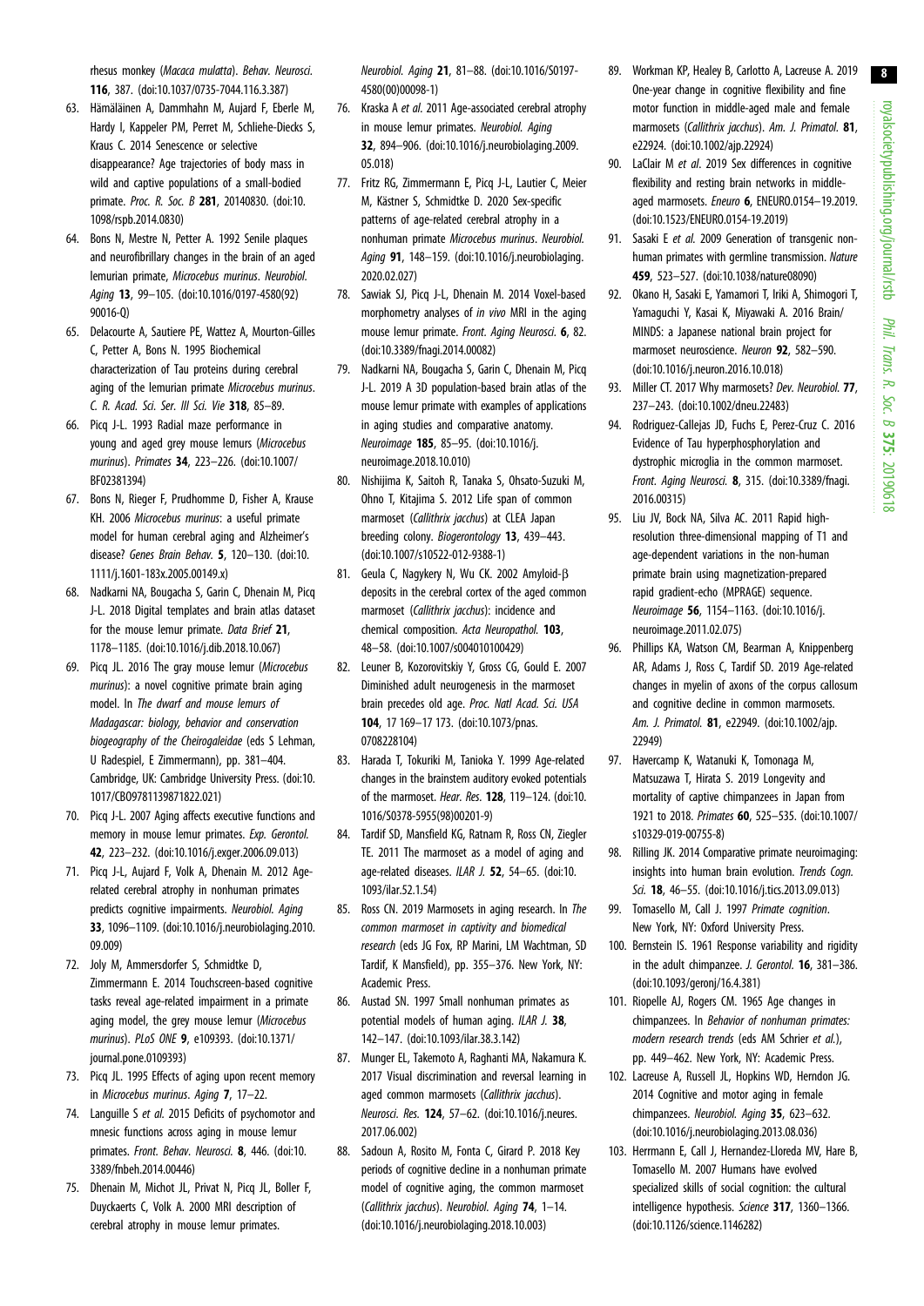rhesus monkey (*Macaca mulatta*). *Behav. Neurosci.* **116**, 387. (doi:10.1037/0735-7044.116.3.387)

63. Hämäläinen A, Dammhahn M, Aujard F, Eberle M, Hardy I, Kappeler PM, Perret M, Schliehe-Diecks S, Kraus C. 2014 Senescence or selective disappearance? Age trajectories of body mass in wild and captive populations of a small-bodied primate. *Proc. R. Soc. B* **281**, 20140830. (doi:10.1098/rspb.2014.0830)
64. Bons N, Mestre N, Petter A. 1992 Senile plaques and neurofibrillary changes in the brain of an aged lemurian primate, *Microcebus murinus*. *Neurobiol. Aging* **13**, 99–105. (doi:10.1016/0197-4580(92)90016-Q)
65. Delacourte A, Sautiere PE, Wattez A, Mourton-Gilles C, Petter A, Bons N. 1995 Biochemical characterization of Tau proteins during cerebral aging of the lemurian primate *Microcebus murinus*. *C. R. Acad. Sci. Ser. III Sci. Vie* **318**, 85–89.
66. Picq J-L. 1993 Radial maze performance in young and aged grey mouse lemurs (*Microcebus murinus*). *Primates* **34**, 223–226. (doi:10.1007/BF02381394)
67. Bons N, Rieger F, Prudhomme D, Fisher A, Krause KH. 2006 *Microcebus murinus*: a useful primate model for human cerebral aging and Alzheimer's disease? *Genes Brain Behav.* **5**, 120–130. (doi:10.1111/j.1601-183x.2005.00149.x)
68. Nadkarni NA, Bougacha S, Garin C, Dhenain M, Picq J-L. 2018 Digital templates and brain atlas dataset for the mouse lemur primate. *Data Brief* **21**, 1178–1185. (doi:10.1016/j.dib.2018.10.067)
69. Picq JL. 2016 The gray mouse lemur (*Microcebus murinus*): a novel cognitive primate brain aging model. In *The dwarf and mouse lemurs of Madagascar: biology, behavior and conservation biogeography of the Cheirogaleidae* (eds S Lehman, U Radespiel, E Zimmermann), pp. 381–404. Cambridge, UK: Cambridge University Press. (doi:10.1017/CBO9781139871822.021)
70. Picq J-L. 2007 Aging affects executive functions and memory in mouse lemur primates. *Exp. Gerontol.* **42**, 223–232. (doi:10.1016/j.exger.2006.09.013)
71. Picq J-L, Aujard F, Volk A, Dhenain M. 2012 Age-related cerebral atrophy in nonhuman primates predicts cognitive impairments. *Neurobiol. Aging* **33**, 1096–1109. (doi:10.1016/j.neurobiolaging.2010.09.009)
72. Joly M, Ammersdorfer S, Schmidtke D, Zimmermann E. 2014 Touchscreen-based cognitive tasks reveal age-related impairment in a primate aging model, the grey mouse lemur (*Microcebus murinus*). *PLoS ONE* **9**, e109393. (doi:10.1371/journal.pone.0109393)
73. Picq JL. 1995 Effects of aging upon recent memory in *Microcebus murinus*. *Aging* **7**, 17–22.
74. Languille S *et al.* 2015 Deficits of psychomotor and mnesic functions across aging in mouse lemur primates. *Front. Behav. Neurosci.* **8**, 446. (doi:10.3389/fnbeh.2014.00446)
75. Dhenain M, Michot JL, Privat N, Picq JL, Boller F, Duyckaerts C, Volk A. 2000 MRI description of cerebral atrophy in mouse lemur primates. *Neurobiol. Aging* **21**, 81–88. (doi:10.1016/S0197-4580(00)00098-1)
76. Kraska A *et al.* 2011 Age-associated cerebral atrophy in mouse lemur primates. *Neurobiol. Aging* **32**, 894–906. (doi:10.1016/j.neurobiolaging.2009.05.018)
77. Fritz RG, Zimmermann E, Picq J-L, Lautier C, Meier M, Kästner S, Schmidtke D. 2020 Sex-specific patterns of age-related cerebral atrophy in a nonhuman primate *Microcebus murinus*. *Neurobiol. Aging* **91**, 148–159. (doi:10.1016/j.neurobiolaging.2020.02.027)
78. Sawiak SJ, Picq J-L, Dhenain M. 2014 Voxel-based morphometry analyses of *in vivo* MRI in the aging mouse lemur primate. *Front. Aging Neurosci.* **6**, 82. (doi:10.3389/fnagi.2014.00082)
79. Nadkarni NA, Bougacha S, Garin C, Dhenain M, Picq J-L. 2019 A 3D population-based brain atlas of the mouse lemur primate with examples of applications in aging studies and comparative anatomy. *Neuroimage* **185**, 85–95. (doi:10.1016/j.neuroimage.2018.10.010)
80. Nishijima K, Saitoh R, Tanaka S, Ohsato-Suzuki M, Ohno T, Kitajima S. 2012 Life span of common marmoset (*Callithrix jacchus*) at CLEA Japan breeding colony. *Biogerontology* **13**, 439–443. (doi:10.1007/s10522-012-9388-1)
81. Geula C, Nagykery N, Wu CK. 2002 Amyloid-β deposits in the cerebral cortex of the aged common marmoset (*Callithrix jacchus*): incidence and chemical composition. *Acta Neuropathol.* **103**, 48–58. (doi:10.1007/s004010100429)
82. Leuner B, Kozorovitskiy Y, Gross CG, Gould E. 2007 Diminished adult neurogenesis in the marmoset brain precedes old age. *Proc. Natl Acad. Sci. USA* **104**, 17 169–17 173. (doi:10.1073/pnas.0708228104)
83. Harada T, Tokuriki M, Tanioka Y. 1999 Age-related changes in the brainstem auditory evoked potentials of the marmoset. *Hear. Res.* **128**, 119–124. (doi:10.1016/S0378-5955(98)00201-9)
84. Tardif SD, Mansfield KG, Ratnam R, Ross CN, Ziegler TE. 2011 The marmoset as a model of aging and age-related diseases. *ILAR J.* **52**, 54–65. (doi:10.1093/ilar.52.1.54)
85. Ross CN. 2019 Marmosets in aging research. In *The common marmoset in captivity and biomedical research* (eds JG Fox, RP Marini, LM Wachtman, SD Tardif, K Mansfield), pp. 355–376. New York, NY: Academic Press.
86. Austad SN. 1997 Small nonhuman primates as potential models of human aging. *ILAR J.* **38**, 142–147. (doi:10.1093/ilar.38.3.142)
87. Munger EL, Takemoto A, Raghanti MA, Nakamura K. 2017 Visual discrimination and reversal learning in aged common marmosets (*Callithrix jacchus*). *Neurosci. Res.* **124**, 57–62. (doi:10.1016/j.neures.2017.06.002)
88. Sadoun A, Rosito M, Fonta C, Girard P. 2018 Key periods of cognitive decline in a nonhuman primate model of cognitive aging, the common marmoset (*Callithrix jacchus*). *Neurobiol. Aging* **74**, 1–14. (doi:10.1016/j.neurobiolaging.2018.10.003)
89. Workman KP, Healey B, Carlotto A, Lacreuse A. 2019 One-year change in cognitive flexibility and fine motor function in middle-aged male and female marmosets (*Callithrix jacchus*). *Am. J. Primatol.* **81**, e22924. (doi:10.1002/ajp.22924)
90. LaClair M *et al.* 2019 Sex differences in cognitive flexibility and resting brain networks in middle-aged marmosets. *Eneuro* **6**, ENEURO.0154–19.2019. (doi:10.1523/ENEURO.0154-19.2019)
91. Sasaki E *et al.* 2009 Generation of transgenic non-human primates with germline transmission. *Nature* **459**, 523–527. (doi:10.1038/nature08090)
92. Okano H, Sasaki E, Yamamori T, Iriki A, Shimogori T, Yamaguchi Y, Kasai K, Miyawaki A. 2016 Brain/MINDS: a Japanese national brain project for marmoset neuroscience. *Neuron* **92**, 582–590. (doi:10.1016/j.neuron.2016.10.018)
93. Miller CT. 2017 Why marmosets? *Dev. Neurobiol.* **77**, 237–243. (doi:10.1002/dneu.22483)
94. Rodriguez-Callejas JD, Fuchs E, Perez-Cruz C. 2016 Evidence of Tau hyperphosphorylation and dystrophic microglia in the common marmoset. *Front. Aging Neurosci.* **8**, 315. (doi:10.3389/fnagi.2016.00315)
95. Liu JV, Bock NA, Silva AC. 2011 Rapid high-resolution three-dimensional mapping of T1 and age-dependent variations in the non-human primate brain using magnetization-prepared rapid gradient-echo (MPRAGE) sequence. *Neuroimage* **56**, 1154–1163. (doi:10.1016/j.neuroimage.2011.02.075)
96. Phillips KA, Watson CM, Bearman A, Knippenberg AR, Adams J, Ross C, Tardif SD. 2019 Age-related changes in myelin of axons of the corpus callosum and cognitive decline in common marmosets. *Am. J. Primatol.* **81**, e22949. (doi:10.1002/ajp.22949)
97. Havercamp K, Watanuki K, Tomonaga M, Matsuzawa T, Hirata S. 2019 Longevity and mortality of captive chimpanzees in Japan from 1921 to 2018. *Primates* **60**, 525–535. (doi:10.1007/s10329-019-00755-8)
98. Rilling JK. 2014 Comparative primate neuroimaging: insights into human brain evolution. *Trends Cogn. Sci.* **18**, 46–55. (doi:10.1016/j.tics.2013.09.013)
99. Tomasello M, Call J. 1997 *Primate cognition*. New York, NY: Oxford University Press.
100. Bernstein IS. 1961 Response variability and rigidity in the adult chimpanzee. *J. Gerontol.* **16**, 381–386. (doi:10.1093/geronj/16.4.381)
101. Riopelle AJ, Rogers CM. 1965 Age changes in chimpanzees. In *Behavior of nonhuman primates: modern research trends* (eds AM Schrier *et al.*), pp. 449–462. New York, NY: Academic Press.
102. Lacreuse A, Russell JL, Hopkins WD, Herndon JG. 2014 Cognitive and motor aging in female chimpanzees. *Neurobiol. Aging* **35**, 623–632. (doi:10.1016/j.neurobiolaging.2013.08.036)
103. Herrmann E, Call J, Hernandez-Lloreda MV, Hare B, Tomasello M. 2007 Humans have evolved specialized skills of social cognition: the cultural intelligence hypothesis. *Science* **317**, 1360–1366. (doi:10.1126/science.1146282)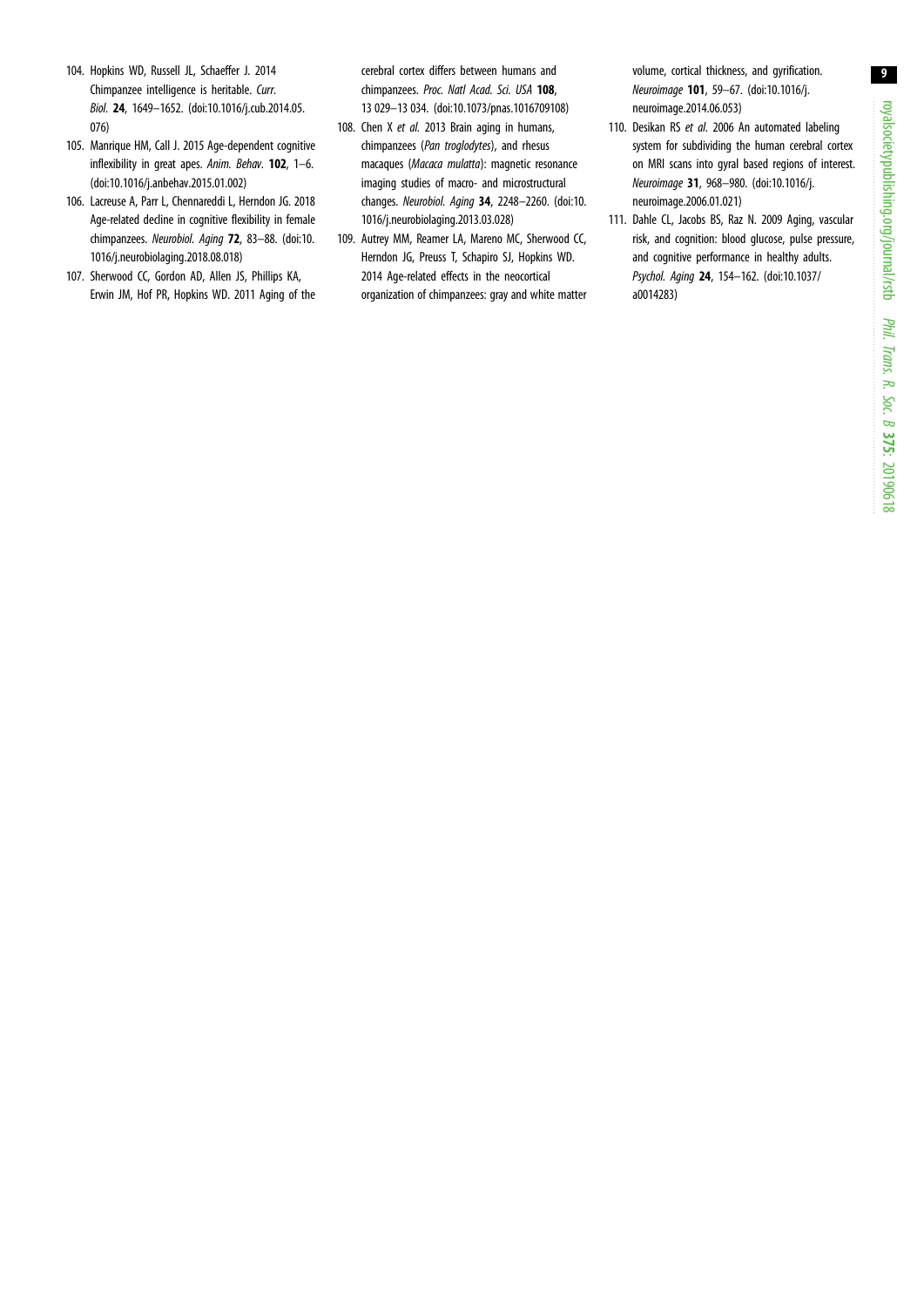104. Hopkins WD, Russell JL, Schaeffer J. 2014 Chimpanzee intelligence is heritable. *Curr. Biol.* **24**, 1649–1652. (doi:10.1016/j.cub.2014.05.076)
105. Manrique HM, Call J. 2015 Age-dependent cognitive inflexibility in great apes. *Anim. Behav.* **102**, 1–6. (doi:10.1016/j.anbehav.2015.01.002)
106. Lacreuse A, Parr L, Chennareddi L, Herndon JG. 2018 Age-related decline in cognitive flexibility in female chimpanzees. *Neurobiol. Aging* **72**, 83–88. (doi:10.1016/j.neurobiolaging.2018.08.018)
107. Sherwood CC, Gordon AD, Allen JS, Phillips KA, Erwin JM, Hof PR, Hopkins WD. 2011 Aging of the cerebral cortex differs between humans and chimpanzees. *Proc. Natl Acad. Sci. USA* **108**, 13 029–13 034. (doi:10.1073/pnas.1016709108)
108. Chen X *et al.* 2013 Brain aging in humans, chimpanzees (*Pan troglodytes*), and rhesus macaques (*Macaca mulatta*): magnetic resonance imaging studies of macro- and microstructural changes. *Neurobiol. Aging* **34**, 2248–2260. (doi:10.1016/j.neurobiolaging.2013.03.028)
109. Autrey MM, Reamer LA, Mareno MC, Sherwood CC, Herndon JG, Preuss T, Schapiro SJ, Hopkins WD. 2014 Age-related effects in the neocortical organization of chimpanzees: gray and white matter volume, cortical thickness, and gyrification. *Neuroimage* **101**, 59–67. (doi:10.1016/j.neuroimage.2014.06.053)
110. Desikan RS *et al.* 2006 An automated labeling system for subdividing the human cerebral cortex on MRI scans into gyral based regions of interest. *Neuroimage* **31**, 968–980. (doi:10.1016/j.neuroimage.2006.01.021)
111. Dahle CL, Jacobs BS, Raz N. 2009 Aging, vascular risk, and cognition: blood glucose, pulse pressure, and cognitive performance in healthy adults. *Psychol. Aging* **24**, 154–162. (doi:10.1037/a0014283)